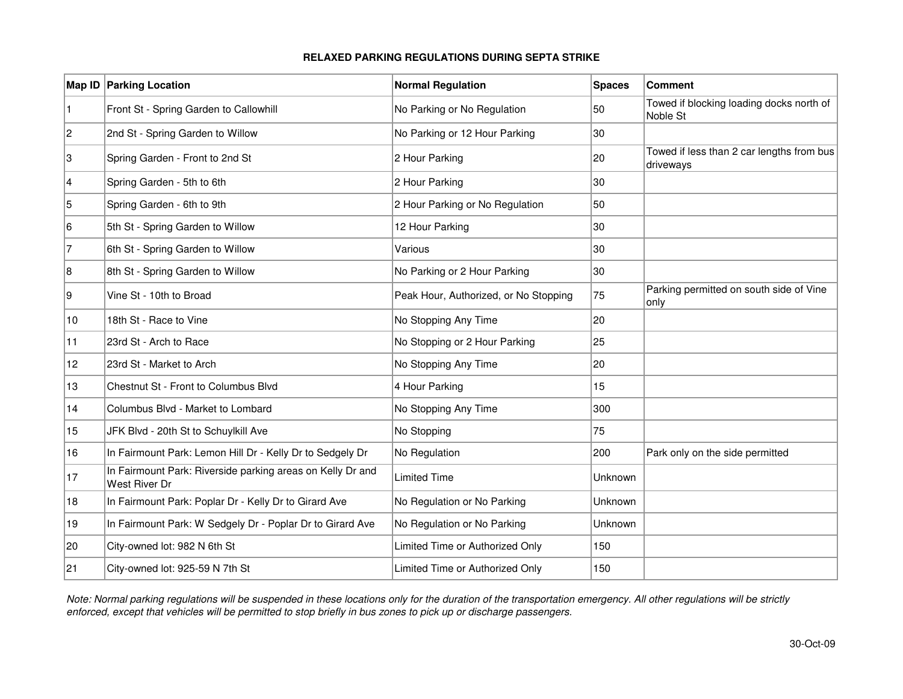# RELAXED PARKING REGULATIONS DURING SEPTA STRIKE

| Map ID | Parking Location | Normal Regulation | Spaces | Comment |
|---|---|---|---|---|
| 1 | Front St - Spring Garden to Callowhill | No Parking or No Regulation | 50 | Towed if blocking loading docks north of Noble St |
| 2 | 2nd St - Spring Garden to Willow | No Parking or 12 Hour Parking | 30 | |
| 3 | Spring Garden - Front to 2nd St | 2 Hour Parking | 20 | Towed if less than 2 car lengths from bus driveways |
| 4 | Spring Garden - 5th to 6th | 2 Hour Parking | 30 | |
| 5 | Spring Garden - 6th to 9th | 2 Hour Parking or No Regulation | 50 | |
| 6 | 5th St - Spring Garden to Willow | 12 Hour Parking | 30 | |
| 7 | 6th St - Spring Garden to Willow | Various | 30 | |
| 8 | 8th St - Spring Garden to Willow | No Parking or 2 Hour Parking | 30 | |
| 9 | Vine St - 10th to Broad | Peak Hour, Authorized, or No Stopping | 75 | Parking permitted on south side of Vine only |
| 10 | 18th St - Race to Vine | No Stopping Any Time | 20 | |
| 11 | 23rd St - Arch to Race | No Stopping or 2 Hour Parking | 25 | |
| 12 | 23rd St - Market to Arch | No Stopping Any Time | 20 | |
| 13 | Chestnut St - Front to Columbus Blvd | 4 Hour Parking | 15 | |
| 14 | Columbus Blvd - Market to Lombard | No Stopping Any Time | 300 | |
| 15 | JFK Blvd - 20th St to Schuylkill Ave | No Stopping | 75 | |
| 16 | In Fairmount Park: Lemon Hill Dr - Kelly Dr to Sedgely Dr | No Regulation | 200 | Park only on the side permitted |
| 17 | In Fairmount Park: Riverside parking areas on Kelly Dr and West River Dr | Limited Time | Unknown | |
| 18 | In Fairmount Park: Poplar Dr - Kelly Dr to Girard Ave | No Regulation or No Parking | Unknown | |
| 19 | In Fairmount Park: W Sedgely Dr - Poplar Dr to Girard Ave | No Regulation or No Parking | Unknown | |
| 20 | City-owned lot: 982 N 6th St | Limited Time or Authorized Only | 150 | |
| 21 | City-owned lot: 925-59 N 7th St | Limited Time or Authorized Only | 150 | |

*Note: Normal parking regulations will be suspended in these locations only for the duration of the transportation emergency. All other regulations will be strictly enforced, except that vehicles will be permitted to stop briefly in bus zones to pick up or discharge passengers.*

30-Oct-09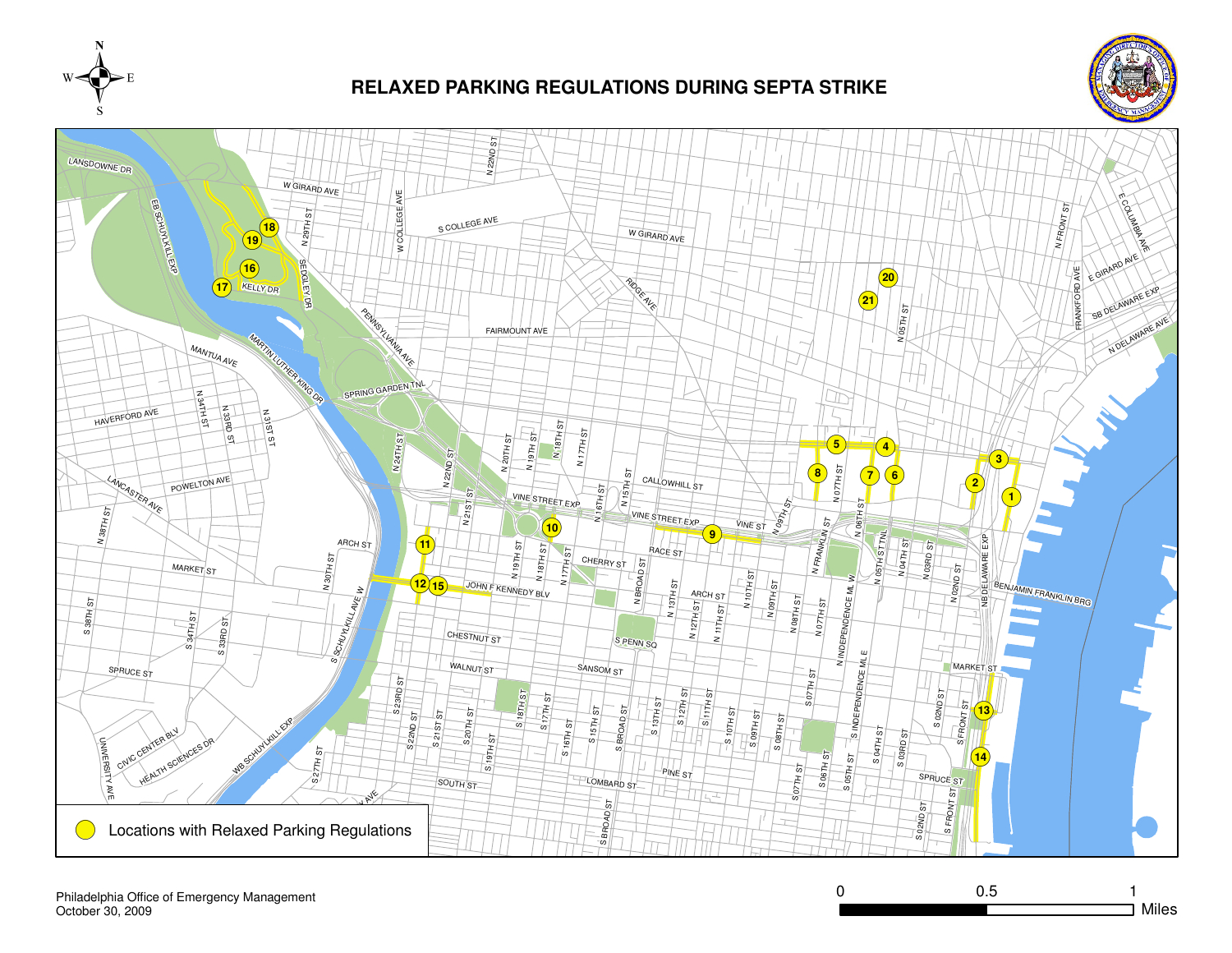# RELAXED PARKING REGULATIONS DURING SEPTA STRIKE

Locations with Relaxed Parking Regulations

Philadelphia Office of Emergency Management
October 30, 2009

0
0.5
1
Miles